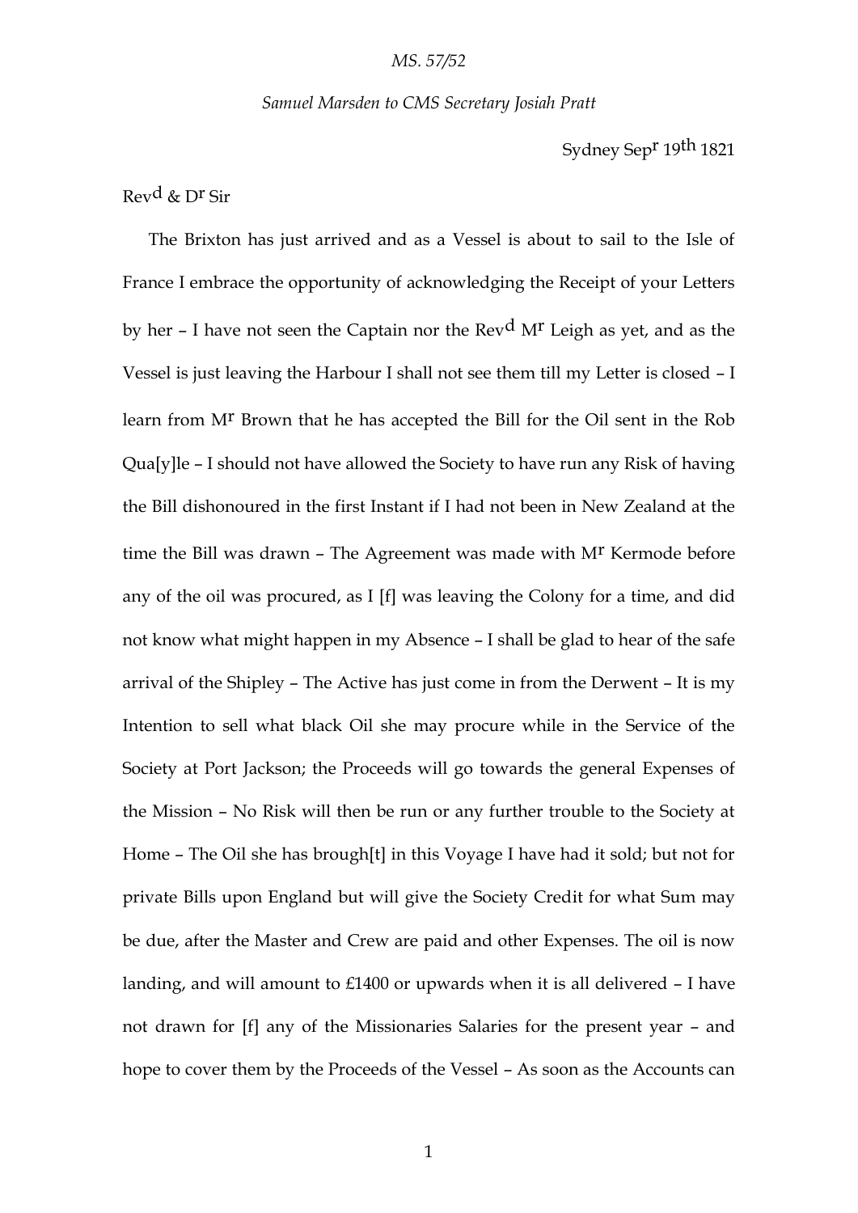*MS. 57/52*

*Samuel Marsden to CMS Secretary Josiah Pratt*

Sydney Sep[r] 19[th] 1821

Rev[d] & D[r] Sir

The Brixton has just arrived and as a Vessel is about to sail to the Isle of France I embrace the opportunity of acknowledging the Receipt of your Letters by her – I have not seen the Captain nor the Rev[d] M[r] Leigh as yet, and as the Vessel is just leaving the Harbour I shall not see them till my Letter is closed – I learn from M[r] Brown that he has accepted the Bill for the Oil sent in the Rob Qua[y]le – I should not have allowed the Society to have run any Risk of having the Bill dishonoured in the first Instant if I had not been in New Zealand at the time the Bill was drawn – The Agreement was made with M[r] Kermode before any of the oil was procured, as I [f] was leaving the Colony for a time, and did not know what might happen in my Absence – I shall be glad to hear of the safe arrival of the Shipley – The Active has just come in from the Derwent – It is my Intention to sell what black Oil she may procure while in the Service of the Society at Port Jackson; the Proceeds will go towards the general Expenses of the Mission – No Risk will then be run or any further trouble to the Society at Home – The Oil she has brough[t] in this Voyage I have had it sold; but not for private Bills upon England but will give the Society Credit for what Sum may be due, after the Master and Crew are paid and other Expenses. The oil is now landing, and will amount to £1400 or upwards when it is all delivered – I have not drawn for [f] any of the Missionaries Salaries for the present year – and hope to cover them by the Proceeds of the Vessel – As soon as the Accounts can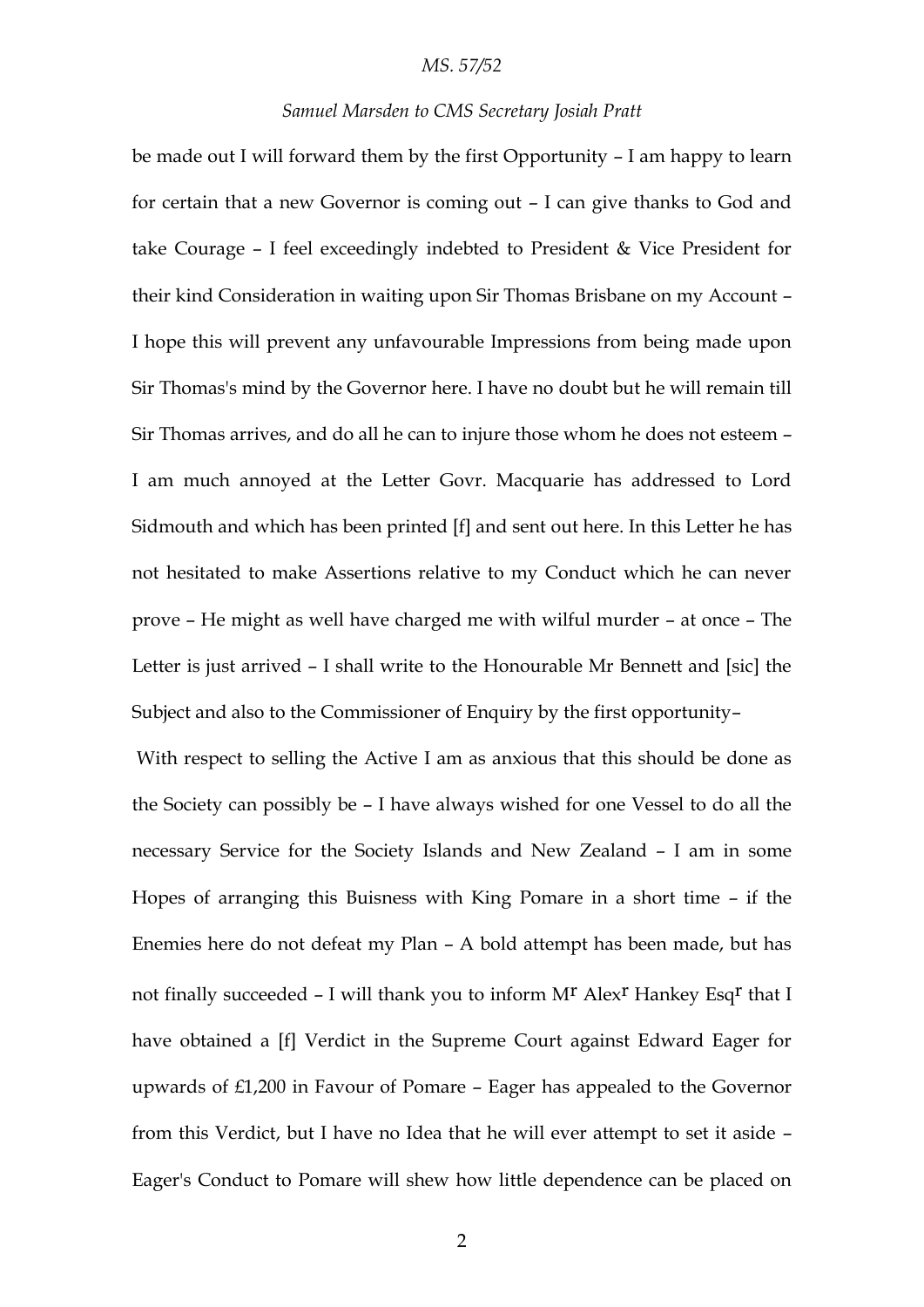be made out I will forward them by the first Opportunity – I am happy to learn for certain that a new Governor is coming out – I can give thanks to God and take Courage – I feel exceedingly indebted to President & Vice President for their kind Consideration in waiting upon Sir Thomas Brisbane on my Account – I hope this will prevent any unfavourable Impressions from being made upon Sir Thomas's mind by the Governor here. I have no doubt but he will remain till Sir Thomas arrives, and do all he can to injure those whom he does not esteem – I am much annoyed at the Letter Govr. Macquarie has addressed to Lord Sidmouth and which has been printed [f] and sent out here. In this Letter he has not hesitated to make Assertions relative to my Conduct which he can never prove – He might as well have charged me with wilful murder – at once – The Letter is just arrived – I shall write to the Honourable Mr Bennett and [sic] the Subject and also to the Commissioner of Enquiry by the first opportunity–

With respect to selling the Active I am as anxious that this should be done as the Society can possibly be – I have always wished for one Vessel to do all the necessary Service for the Society Islands and New Zealand – I am in some Hopes of arranging this Buisness with King Pomare in a short time – if the Enemies here do not defeat my Plan – A bold attempt has been made, but has not finally succeeded – I will thank you to inform Mr Alexr Hankey Esqr that I have obtained a [f] Verdict in the Supreme Court against Edward Eager for upwards of £1,200 in Favour of Pomare – Eager has appealed to the Governor from this Verdict, but I have no Idea that he will ever attempt to set it aside – Eager's Conduct to Pomare will shew how little dependence can be placed on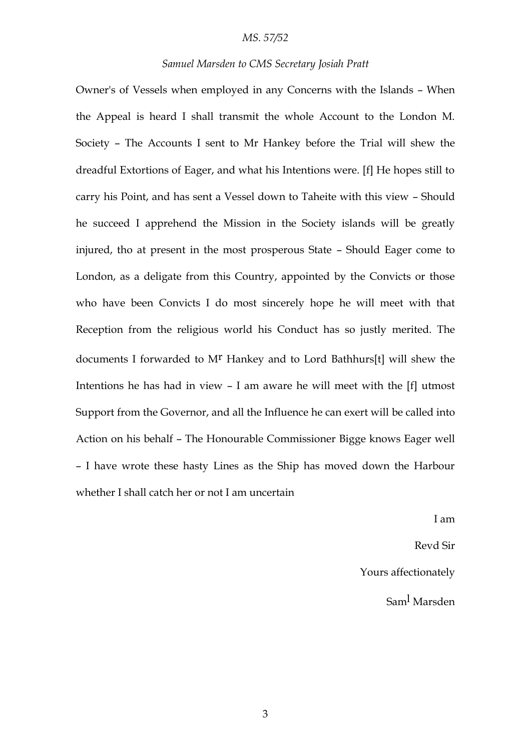*MS. 57/52*

*Samuel Marsden to CMS Secretary Josiah Pratt*

Owner's of Vessels when employed in any Concerns with the Islands – When the Appeal is heard I shall transmit the whole Account to the London M. Society – The Accounts I sent to Mr Hankey before the Trial will shew the dreadful Extortions of Eager, and what his Intentions were. [f] He hopes still to carry his Point, and has sent a Vessel down to Taheite with this view – Should he succeed I apprehend the Mission in the Society islands will be greatly injured, tho at present in the most prosperous State – Should Eager come to London, as a deligate from this Country, appointed by the Convicts or those who have been Convicts I do most sincerely hope he will meet with that Reception from the religious world his Conduct has so justly merited. The documents I forwarded to Mr Hankey and to Lord Bathhurs[t] will shew the Intentions he has had in view – I am aware he will meet with the [f] utmost Support from the Governor, and all the Influence he can exert will be called into Action on his behalf – The Honourable Commissioner Bigge knows Eager well – I have wrote these hasty Lines as the Ship has moved down the Harbour whether I shall catch her or not I am uncertain

I am

Revd Sir

Yours affectionately

Saml Marsden